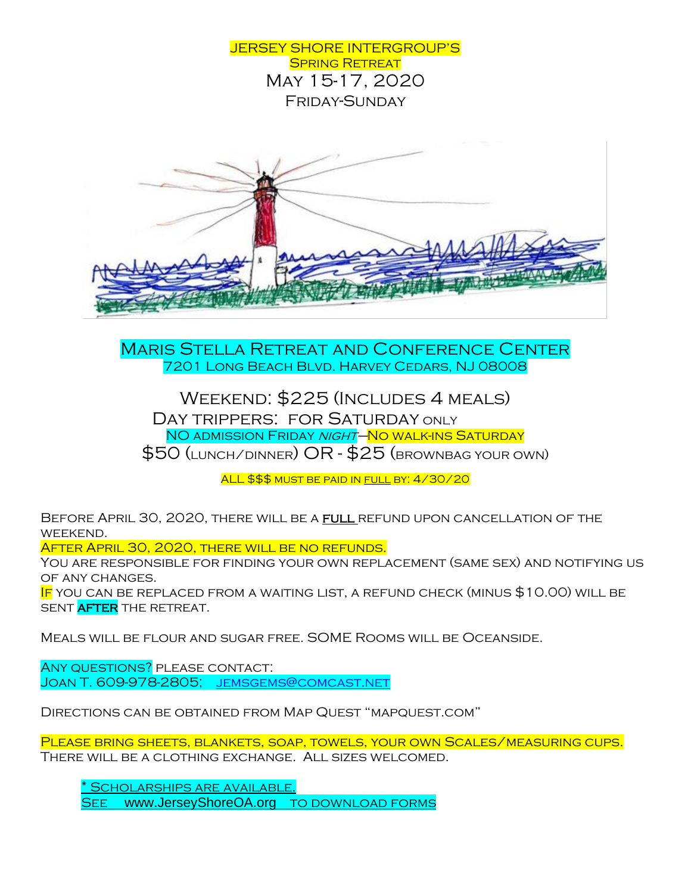# Jersey Shore Intergroup's
## Spring Retreat
## May 15-17, 2020
### Friday-Sunday

**Maris Stella Retreat and Conference Center**
7201 Long Beach Blvd. Harvey Cedars, NJ 08008

Weekend: $225 (Includes 4 meals)
Day trippers: for Saturday only
NO admission Friday *night*—No walk-ins Saturday
$50 (lunch/dinner) OR - $25 (brownbag your own)

All $$$ must be paid in full by: 4/30/20

Before April 30, 2020, there will be a **full** refund upon cancellation of the weekend.
After April 30, 2020, there will be no refunds.
You are responsible for finding your own replacement (same sex) and notifying us of any changes.
If you can be replaced from a waiting list, a refund check (minus $10.00) will be sent **AFTER** the retreat.

Meals will be flour and sugar free. SOME Rooms will be Oceanside.

Any questions? Please contact:
Joan T. 609-978-2805; jemsgems@comcast.net

Directions can be obtained from Map Quest "mapquest.com"

Please bring sheets, blankets, soap, towels, your own Scales/measuring cups.
There will be a clothing exchange. All sizes welcomed.

\* Scholarships are available.
See www.JerseyShoreOA.org to download forms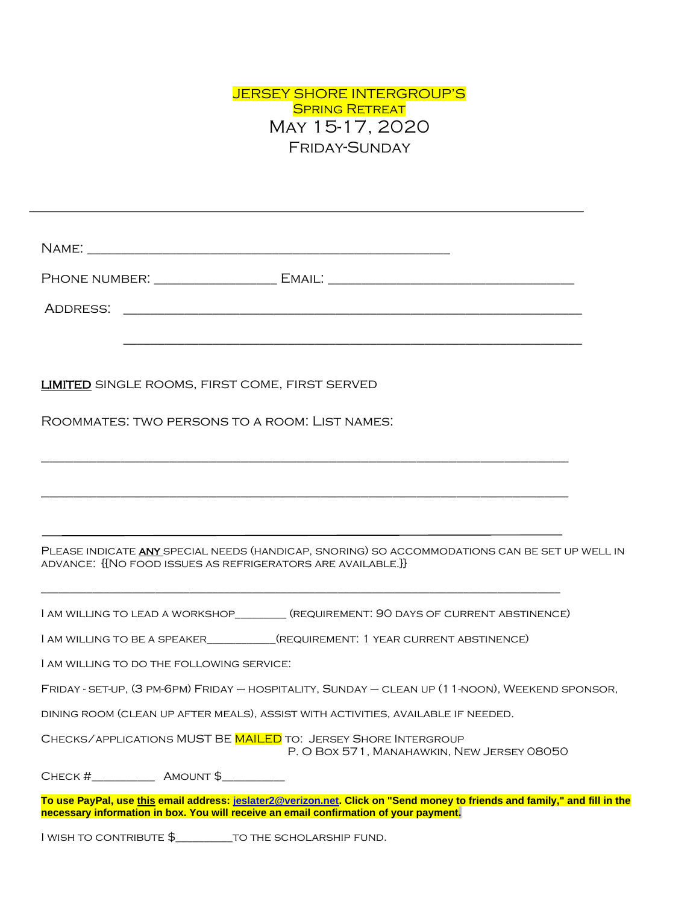# JERSEY SHORE INTERGROUP'S
## SPRING RETREAT
## MAY 15-17, 2020
### FRIDAY-SUNDAY

---

NAME: ______________________________________________

PHONE NUMBER: ________________ EMAIL: ________________________________

ADDRESS: ____________________________________________________________

____________________________________________________________

**LIMITED** SINGLE ROOMS, FIRST COME, FIRST SERVED

ROOMMATES: TWO PERSONS TO A ROOM: LIST NAMES:

______________________________________________________________________

______________________________________________________________________

______________________________________________________________________

PLEASE INDICATE **ANY** SPECIAL NEEDS (HANDICAP, SNORING) SO ACCOMMODATIONS CAN BE SET UP WELL IN ADVANCE: {{NO FOOD ISSUES AS REFRIGERATORS ARE AVAILABLE.}}

______________________________________________________________________

I AM WILLING TO LEAD A WORKSHOP________ (REQUIREMENT: 90 DAYS OF CURRENT ABSTINENCE)

I AM WILLING TO BE A SPEAKER___________(REQUIREMENT: 1 YEAR CURRENT ABSTINENCE)

I AM WILLING TO DO THE FOLLOWING SERVICE:

FRIDAY - SET-UP, (3 PM-6PM) FRIDAY – HOSPITALITY, SUNDAY – CLEAN UP (11-NOON), WEEKEND SPONSOR, DINING ROOM (CLEAN UP AFTER MEALS), ASSIST WITH ACTIVITIES, AVAILABLE IF NEEDED.

CHECKS/APPLICATIONS MUST BE MAILED TO: JERSEY SHORE INTERGROUP
P. O BOX 571, MANAHAWKIN, NEW JERSEY 08050

CHECK #__________ AMOUNT $_________

**To use PayPal, use this email address: jeslater2@verizon.net. Click on "Send money to friends and family," and fill in the necessary information in box. You will receive an email confirmation of your payment.**

I WISH TO CONTRIBUTE $_________TO THE SCHOLARSHIP FUND.